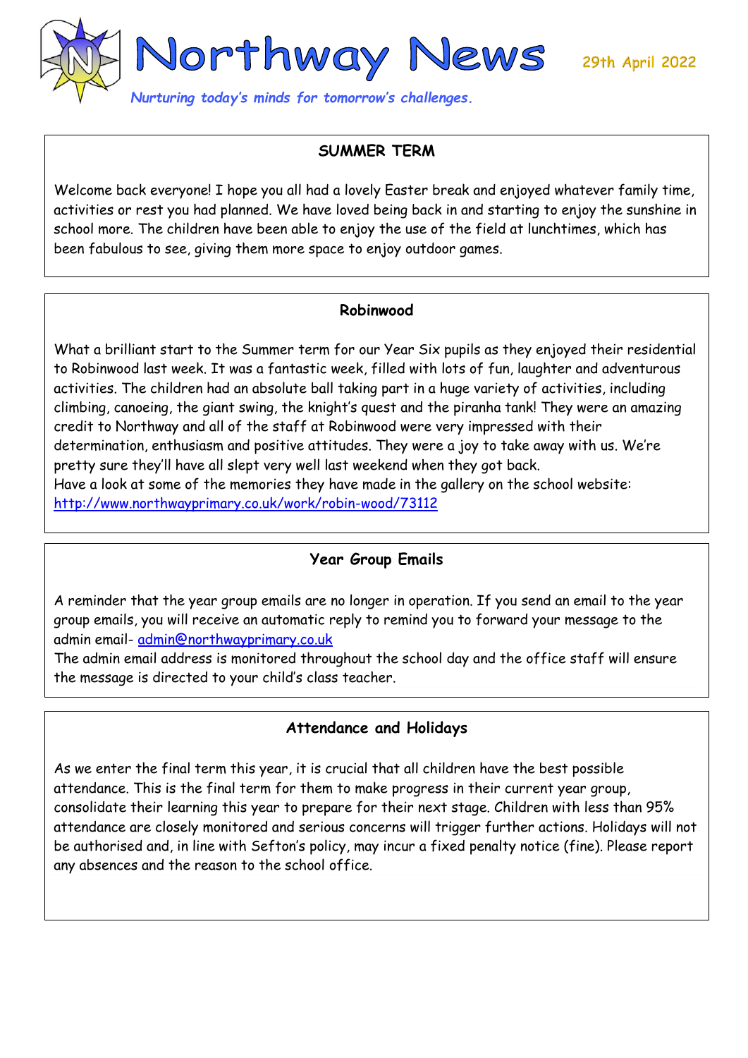# Northway News

29th April 2022

*Nurturing today's minds for tomorrow's challenges.*

## SUMMER TERM

Welcome back everyone! I hope you all had a lovely Easter break and enjoyed whatever family time, activities or rest you had planned. We have loved being back in and starting to enjoy the sunshine in school more. The children have been able to enjoy the use of the field at lunchtimes, which has been fabulous to see, giving them more space to enjoy outdoor games.

## Robinwood

What a brilliant start to the Summer term for our Year Six pupils as they enjoyed their residential to Robinwood last week. It was a fantastic week, filled with lots of fun, laughter and adventurous activities. The children had an absolute ball taking part in a huge variety of activities, including climbing, canoeing, the giant swing, the knight's quest and the piranha tank! They were an amazing credit to Northway and all of the staff at Robinwood were very impressed with their determination, enthusiasm and positive attitudes. They were a joy to take away with us. We're pretty sure they'll have all slept very well last weekend when they got back.
Have a look at some of the memories they have made in the gallery on the school website: http://www.northwayprimary.co.uk/work/robin-wood/73112

## Year Group Emails

A reminder that the year group emails are no longer in operation. If you send an email to the year group emails, you will receive an automatic reply to remind you to forward your message to the admin email- admin@northwayprimary.co.uk
The admin email address is monitored throughout the school day and the office staff will ensure the message is directed to your child's class teacher.

## Attendance and Holidays

As we enter the final term this year, it is crucial that all children have the best possible attendance. This is the final term for them to make progress in their current year group, consolidate their learning this year to prepare for their next stage. Children with less than 95% attendance are closely monitored and serious concerns will trigger further actions. Holidays will not be authorised and, in line with Sefton's policy, may incur a fixed penalty notice (fine). Please report any absences and the reason to the school office.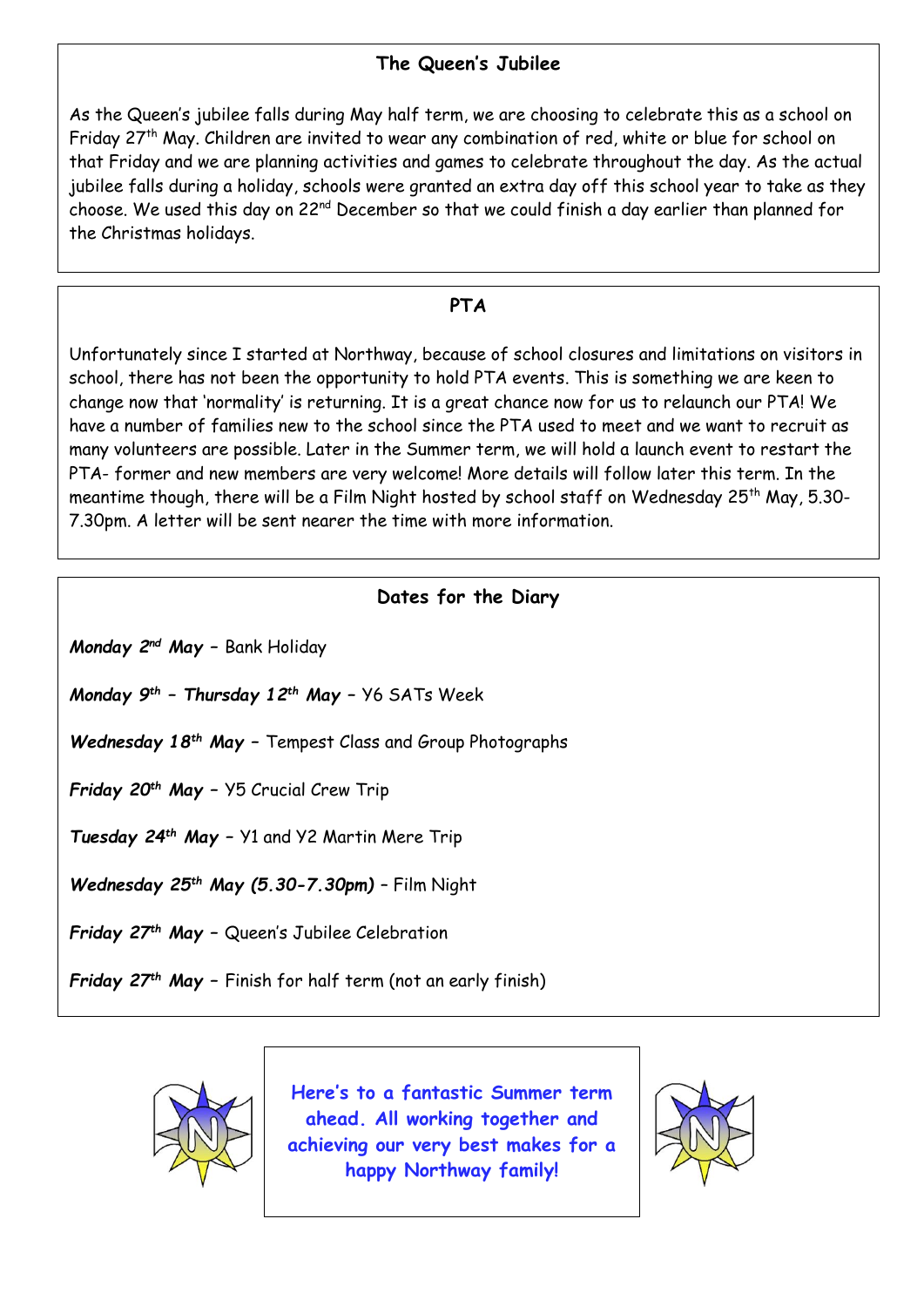## The Queen's Jubilee

As the Queen's jubilee falls during May half term, we are choosing to celebrate this as a school on Friday 27th May. Children are invited to wear any combination of red, white or blue for school on that Friday and we are planning activities and games to celebrate throughout the day. As the actual jubilee falls during a holiday, schools were granted an extra day off this school year to take as they choose. We used this day on 22nd December so that we could finish a day earlier than planned for the Christmas holidays.

## PTA

Unfortunately since I started at Northway, because of school closures and limitations on visitors in school, there has not been the opportunity to hold PTA events. This is something we are keen to change now that 'normality' is returning. It is a great chance now for us to relaunch our PTA! We have a number of families new to the school since the PTA used to meet and we want to recruit as many volunteers are possible. Later in the Summer term, we will hold a launch event to restart the PTA- former and new members are very welcome! More details will follow later this term. In the meantime though, there will be a Film Night hosted by school staff on Wednesday 25th May, 5.30-7.30pm. A letter will be sent nearer the time with more information.

## Dates for the Diary

***Monday 2nd May*** – Bank Holiday

***Monday 9th – Thursday 12th May*** – Y6 SATs Week

***Wednesday 18th May*** – Tempest Class and Group Photographs

***Friday 20th May*** – Y5 Crucial Crew Trip

***Tuesday 24th May*** – Y1 and Y2 Martin Mere Trip

***Wednesday 25th May (5.30-7.30pm)*** – Film Night

***Friday 27th May*** – Queen's Jubilee Celebration

***Friday 27th May*** – Finish for half term (not an early finish)

**Here's to a fantastic Summer term ahead. All working together and achieving our very best makes for a happy Northway family!**